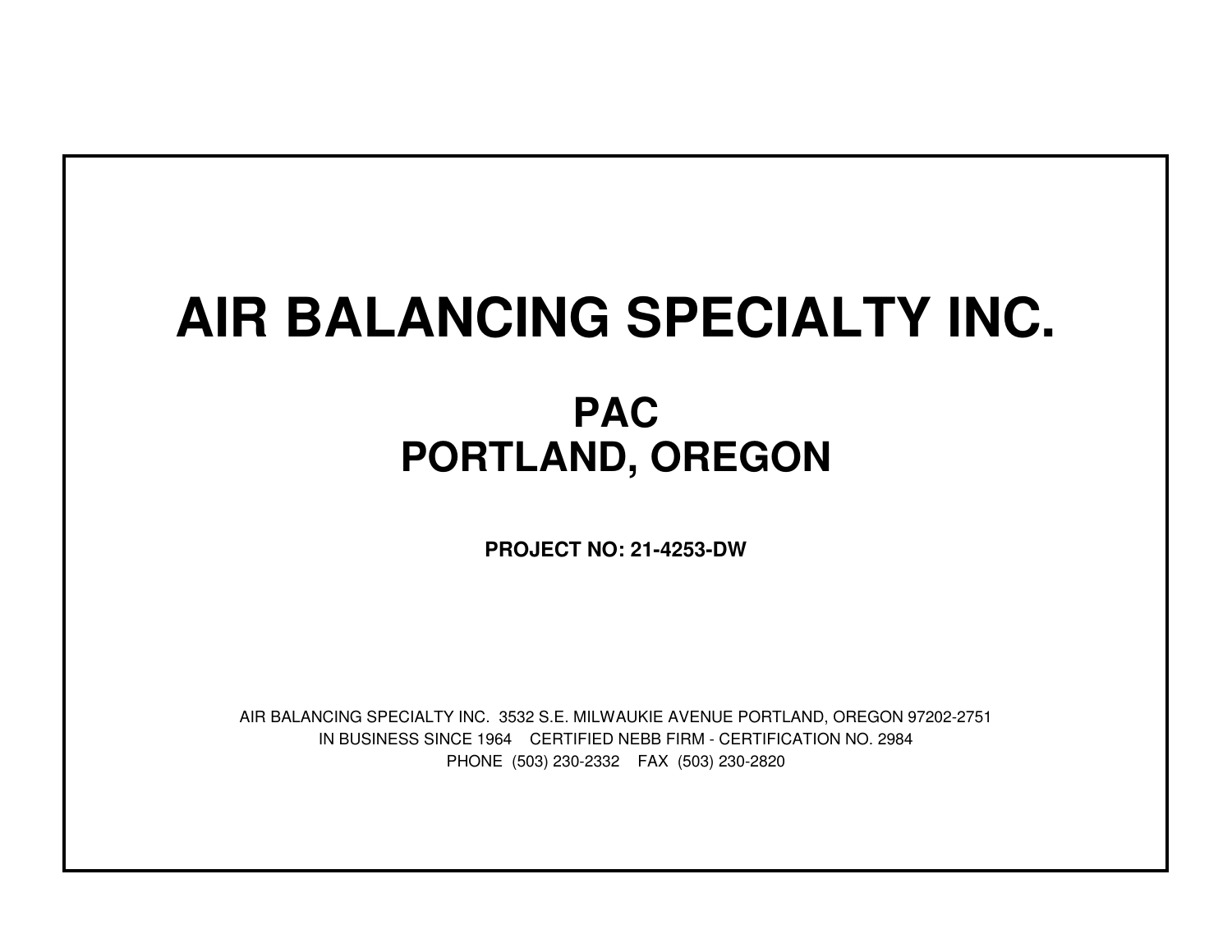# AIR BALANCING SPECIALTY INC.

## PAC
## PORTLAND, OREGON

**PROJECT NO: 21-4253-DW**

AIR BALANCING SPECIALTY INC. 3532 S.E. MILWAUKIE AVENUE PORTLAND, OREGON 97202-2751

IN BUSINESS SINCE 1964 CERTIFIED NEBB FIRM - CERTIFICATION NO. 2984

PHONE (503) 230-2332 FAX (503) 230-2820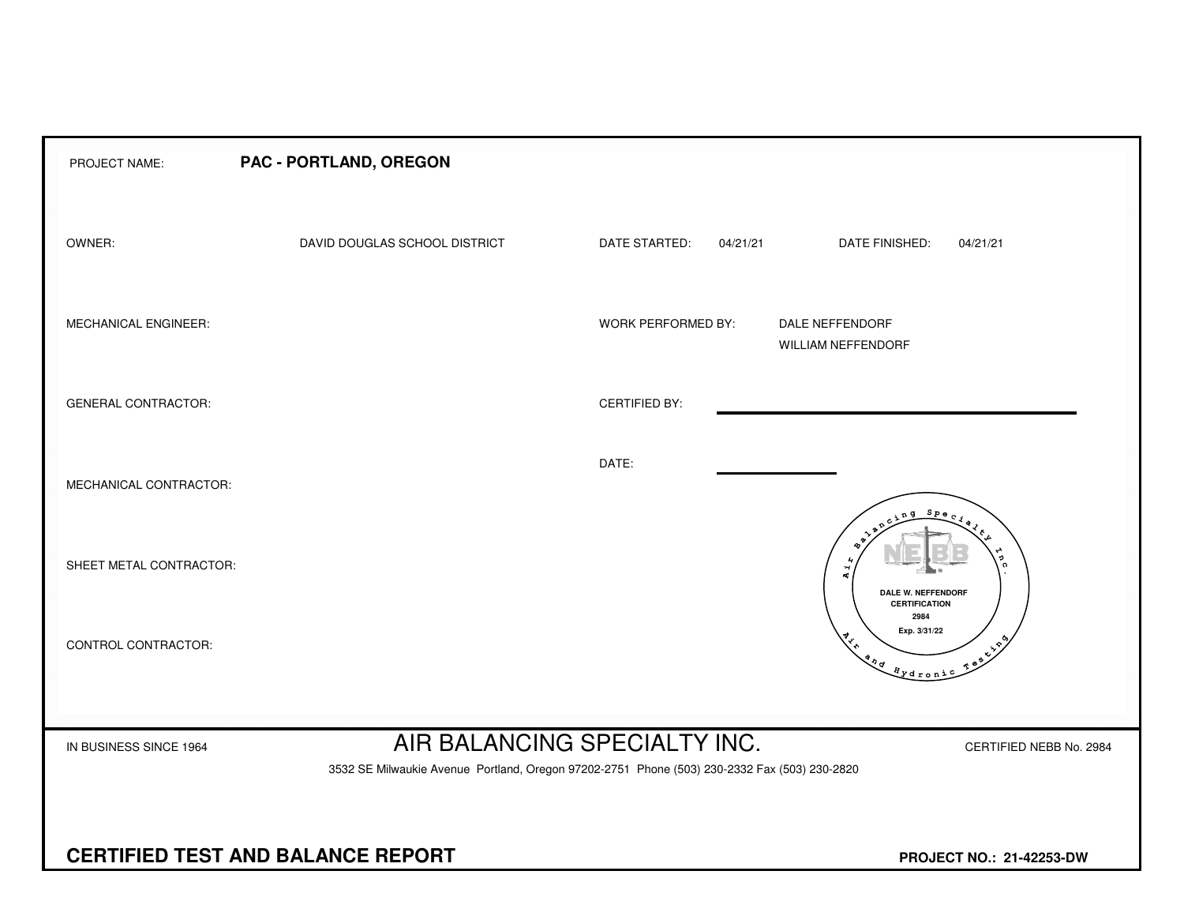| | | | |
|---|---|---|---|
| PROJECT NAME: | **PAC - PORTLAND, OREGON** | | |
| OWNER: | DAVID DOUGLAS SCHOOL DISTRICT | DATE STARTED: 04/21/21 | DATE FINISHED: 04/21/21 |
| MECHANICAL ENGINEER: | | WORK PERFORMED BY: | DALE NEFFENDORF<br>WILLIAM NEFFENDORF |
| GENERAL CONTRACTOR: | | CERTIFIED BY: | |
| MECHANICAL CONTRACTOR: | | DATE: | |
| SHEET METAL CONTRACTOR: | | | |
| CONTROL CONTRACTOR: | | | |

Air Balancing Specialty Inc.
NEBB
DALE W. NEFFENDORF
CERTIFICATION
2984
Exp. 3/31/22
Air and Hydronic Testing

IN BUSINESS SINCE 1964

# AIR BALANCING SPECIALTY INC.

CERTIFIED NEBB No. 2984

3532 SE Milwaukie Avenue Portland, Oregon 97202-2751 Phone (503) 230-2332 Fax (503) 230-2820

**CERTIFIED TEST AND BALANCE REPORT**

**PROJECT NO.: 21-42253-DW**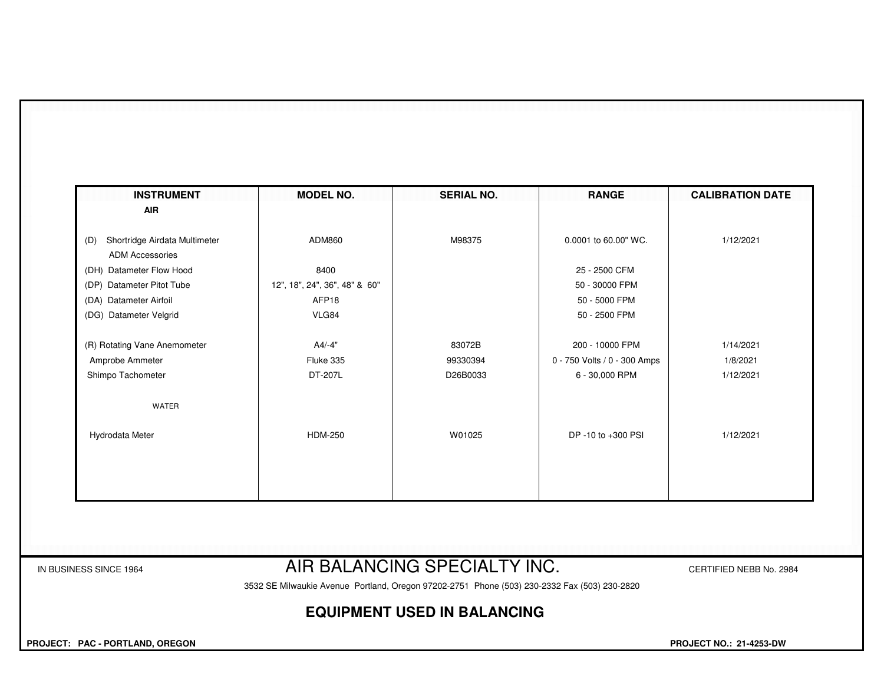| INSTRUMENT | MODEL NO. | SERIAL NO. | RANGE | CALIBRATION DATE |
|---|---|---|---|---|
| **AIR** | | | | |
| (D) Shortridge Airdata Multimeter | ADM860 | M98375 | 0.0001 to 60.00" WC. | 1/12/2021 |
| ADM Accessories | | | | |
| (DH) Datameter Flow Hood | 8400 | | 25 - 2500 CFM | |
| (DP) Datameter Pitot Tube | 12", 18", 24", 36", 48" & 60" | | 50 - 30000 FPM | |
| (DA) Datameter Airfoil | AFP18 | | 50 - 5000 FPM | |
| (DG) Datameter Velgrid | VLG84 | | 50 - 2500 FPM | |
| (R) Rotating Vane Anemometer | A4/-4" | 83072B | 200 - 10000 FPM | 1/14/2021 |
| Amprobe Ammeter | Fluke 335 | 99330394 | 0 - 750 Volts / 0 - 300 Amps | 1/8/2021 |
| Shimpo Tachometer | DT-207L | D26B0033 | 6 - 30,000 RPM | 1/12/2021 |
| WATER | | | | |
| Hydrodata Meter | HDM-250 | W01025 | DP -10 to +300 PSI | 1/12/2021 |

IN BUSINESS SINCE 1964

AIR BALANCING SPECIALTY INC.

CERTIFIED NEBB No. 2984

3532 SE Milwaukie Avenue Portland, Oregon 97202-2751 Phone (503) 230-2332 Fax (503) 230-2820

## EQUIPMENT USED IN BALANCING

**PROJECT: PAC - PORTLAND, OREGON**

**PROJECT NO.: 21-4253-DW**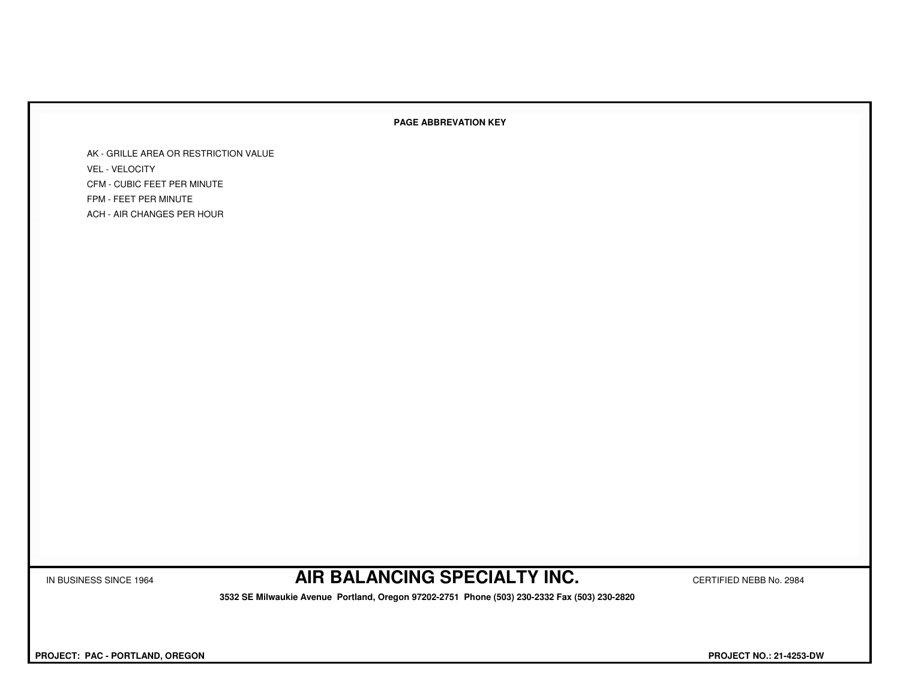## PAGE ABBREVATION KEY

- AK - GRILLE AREA OR RESTRICTION VALUE
- VEL - VELOCITY
- CFM - CUBIC FEET PER MINUTE
- FPM - FEET PER MINUTE
- ACH - AIR CHANGES PER HOUR

IN BUSINESS SINCE 1964

# AIR BALANCING SPECIALTY INC.

CERTIFIED NEBB No. 2984

**3532 SE Milwaukie Avenue Portland, Oregon 97202-2751 Phone (503) 230-2332 Fax (503) 230-2820**

**PROJECT: PAC - PORTLAND, OREGON**

**PROJECT NO.: 21-4253-DW**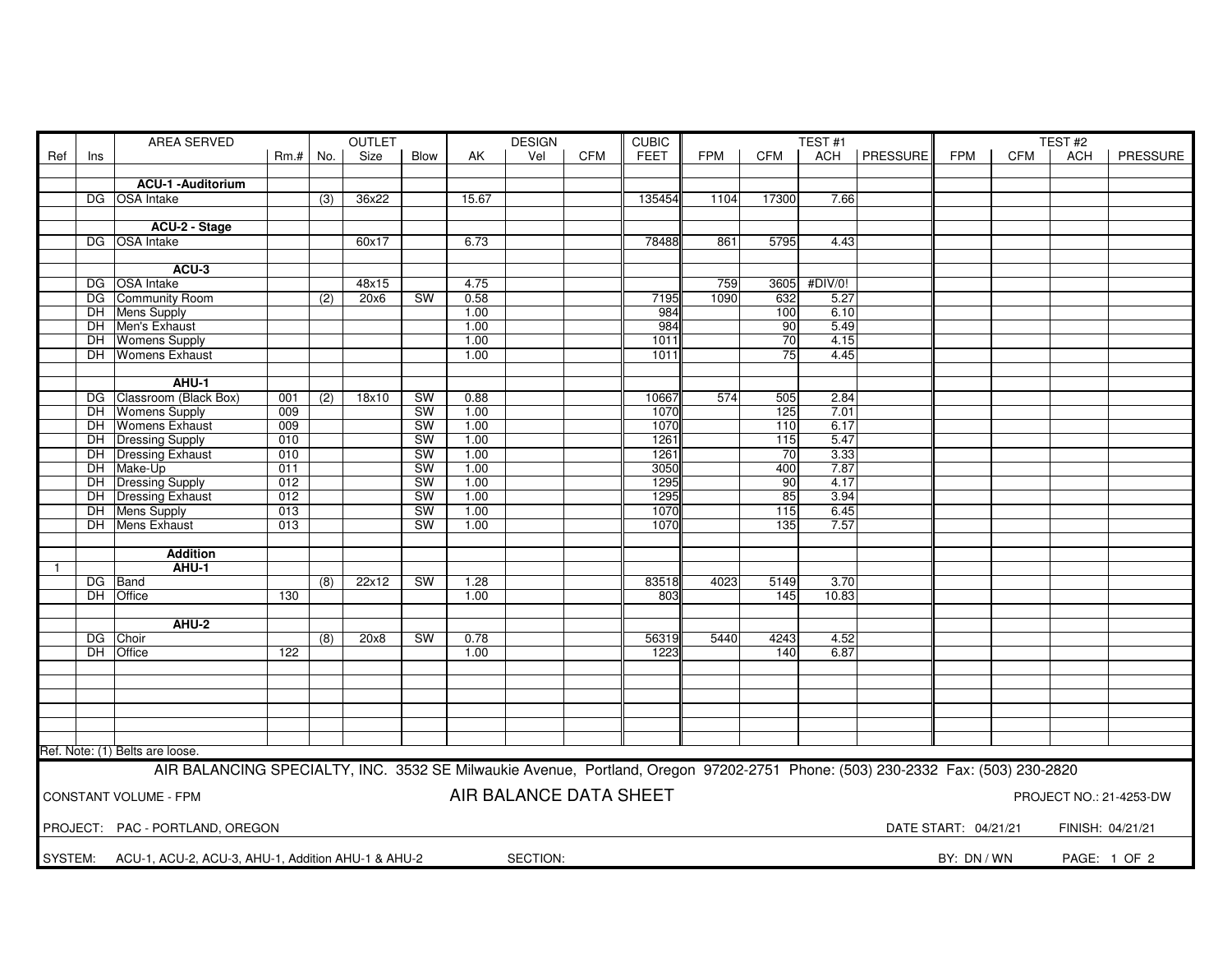| Ref | Ins | AREA SERVED | Rm.# | OUTLET No. | OUTLET Size | OUTLET Blow | AK | DESIGN Vel | DESIGN CFM | CUBIC FEET | TEST #1 FPM | TEST #1 CFM | TEST #1 ACH | TEST #1 PRESSURE | TEST #2 FPM | TEST #2 CFM | TEST #2 ACH | TEST #2 PRESSURE |
|---|---|---|---|---|---|---|---|---|---|---|---|---|---|---|---|---|---|---|
| | | **ACU-1 -Auditorium** | | | | | | | | | | | | | | | | |
| | DG | OSA Intake | | (3) | 36x22 | | 15.67 | | | 135454 | 1104 | 17300 | 7.66 | | | | | |
| | | **ACU-2 - Stage** | | | | | | | | | | | | | | | | |
| | DG | OSA Intake | | | 60x17 | | 6.73 | | | 78488 | 861 | 5795 | 4.43 | | | | | |
| | | **ACU-3** | | | | | | | | | | | | | | | | |
| | DG | OSA Intake | | | 48x15 | | 4.75 | | | | 759 | 3605 | #DIV/0! | | | | | |
| | DG | Community Room | | (2) | 20x6 | SW | 0.58 | | | 7195 | 1090 | 632 | 5.27 | | | | | |
| | DH | Mens Supply | | | | | 1.00 | | | 984 | | 100 | 6.10 | | | | | |
| | DH | Men's Exhaust | | | | | 1.00 | | | 984 | | 90 | 5.49 | | | | | |
| | DH | Womens Supply | | | | | 1.00 | | | 1011 | | 70 | 4.15 | | | | | |
| | DH | Womens Exhaust | | | | | 1.00 | | | 1011 | | 75 | 4.45 | | | | | |
| | | **AHU-1** | | | | | | | | | | | | | | | | |
| | DG | Classroom (Black Box) | 001 | (2) | 18x10 | SW | 0.88 | | | 10667 | 574 | 505 | 2.84 | | | | | |
| | DH | Womens Supply | 009 | | | SW | 1.00 | | | 1070 | | 125 | 7.01 | | | | | |
| | DH | Womens Exhaust | 009 | | | SW | 1.00 | | | 1070 | | 110 | 6.17 | | | | | |
| | DH | Dressing Supply | 010 | | | SW | 1.00 | | | 1261 | | 115 | 5.47 | | | | | |
| | DH | Dressing Exhaust | 010 | | | SW | 1.00 | | | 1261 | | 70 | 3.33 | | | | | |
| | DH | Make-Up | 011 | | | SW | 1.00 | | | 3050 | | 400 | 7.87 | | | | | |
| | DH | Dressing Supply | 012 | | | SW | 1.00 | | | 1295 | | 90 | 4.17 | | | | | |
| | DH | Dressing Exhaust | 012 | | | SW | 1.00 | | | 1295 | | 85 | 3.94 | | | | | |
| | DH | Mens Supply | 013 | | | SW | 1.00 | | | 1070 | | 115 | 6.45 | | | | | |
| | DH | Mens Exhaust | 013 | | | SW | 1.00 | | | 1070 | | 135 | 7.57 | | | | | |
| | | **Addition** | | | | | | | | | | | | | | | | |
| 1 | | **AHU-1** | | | | | | | | | | | | | | | | |
| | DG | Band | | (8) | 22x12 | SW | 1.28 | | | 83518 | 4023 | 5149 | 3.70 | | | | | |
| | DH | Office | 130 | | | | 1.00 | | | 803 | | 145 | 10.83 | | | | | |
| | | **AHU-2** | | | | | | | | | | | | | | | | |
| | DG | Choir | | (8) | 20x8 | SW | 0.78 | | | 56319 | 5440 | 4243 | 4.52 | | | | | |
| | DH | Office | 122 | | | | 1.00 | | | 1223 | | 140 | 6.87 | | | | | |

Ref. Note: (1) Belts are loose.

AIR BALANCING SPECIALTY, INC. 3532 SE Milwaukie Avenue, Portland, Oregon 97202-2751 Phone: (503) 230-2332 Fax: (503) 230-2820

CONSTANT VOLUME - FPM

## AIR BALANCE DATA SHEET

PROJECT NO.: 21-4253-DW

PROJECT: PAC - PORTLAND, OREGON

DATE START: 04/21/21 FINISH: 04/21/21

SYSTEM: ACU-1, ACU-2, ACU-3, AHU-1, Addition AHU-1 & AHU-2 SECTION:

BY: DN / WN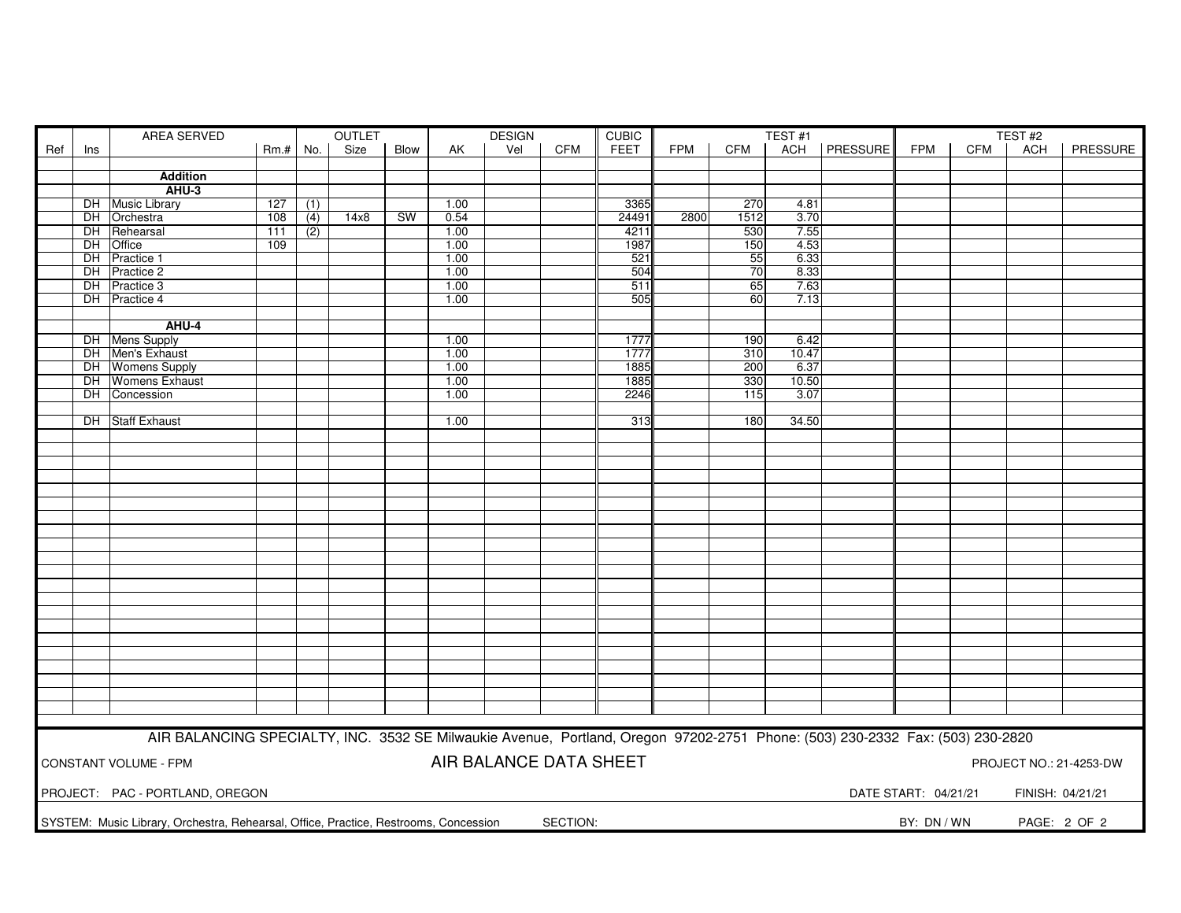| Ref | Ins | AREA SERVED | Rm.# | OUTLET No. | OUTLET Size | OUTLET Blow | DESIGN AK | DESIGN Vel | DESIGN CFM | CUBIC FEET | TEST #1 FPM | TEST #1 CFM | TEST #1 ACH | TEST #1 PRESSURE | TEST #2 FPM | TEST #2 CFM | TEST #2 ACH | TEST #2 PRESSURE |
|---|---|---|---|---|---|---|---|---|---|---|---|---|---|---|---|---|---|---|
| | | **Addition** | | | | | | | | | | | | | | | | |
| | | **AHU-3** | | | | | | | | | | | | | | | | |
| | DH | Music Library | 127 | (1) | | | 1.00 | | | 3365 | | 270 | 4.81 | | | | | |
| | DH | Orchestra | 108 | (4) | 14x8 | SW | 0.54 | | | 24491 | 2800 | 1512 | 3.70 | | | | | |
| | DH | Rehearsal | 111 | (2) | | | 1.00 | | | 4211 | | 530 | 7.55 | | | | | |
| | DH | Office | 109 | | | | 1.00 | | | 1987 | | 150 | 4.53 | | | | | |
| | DH | Practice 1 | | | | | 1.00 | | | 521 | | 55 | 6.33 | | | | | |
| | DH | Practice 2 | | | | | 1.00 | | | 504 | | 70 | 8.33 | | | | | |
| | DH | Practice 3 | | | | | 1.00 | | | 511 | | 65 | 7.63 | | | | | |
| | DH | Practice 4 | | | | | 1.00 | | | 505 | | 60 | 7.13 | | | | | |
| | | **AHU-4** | | | | | | | | | | | | | | | | |
| | DH | Mens Supply | | | | | 1.00 | | | 1777 | | 190 | 6.42 | | | | | |
| | DH | Men's Exhaust | | | | | 1.00 | | | 1777 | | 310 | 10.47 | | | | | |
| | DH | Womens Supply | | | | | 1.00 | | | 1885 | | 200 | 6.37 | | | | | |
| | DH | Womens Exhaust | | | | | 1.00 | | | 1885 | | 330 | 10.50 | | | | | |
| | DH | Concession | | | | | 1.00 | | | 2246 | | 115 | 3.07 | | | | | |
| | DH | Staff Exhaust | | | | | 1.00 | | | 313 | | 180 | 34.50 | | | | | |

AIR BALANCING SPECIALTY, INC. 3532 SE Milwaukie Avenue, Portland, Oregon 97202-2751 Phone: (503) 230-2332 Fax: (503) 230-2820

CONSTANT VOLUME - FPM

## AIR BALANCE DATA SHEET

PROJECT NO.: 21-4253-DW

PROJECT: PAC - PORTLAND, OREGON

DATE START: 04/21/21 FINISH: 04/21/21

SYSTEM: Music Library, Orchestra, Rehearsal, Office, Practice, Restrooms, Concession SECTION:

BY: DN / WN PAGE: 2 OF 2